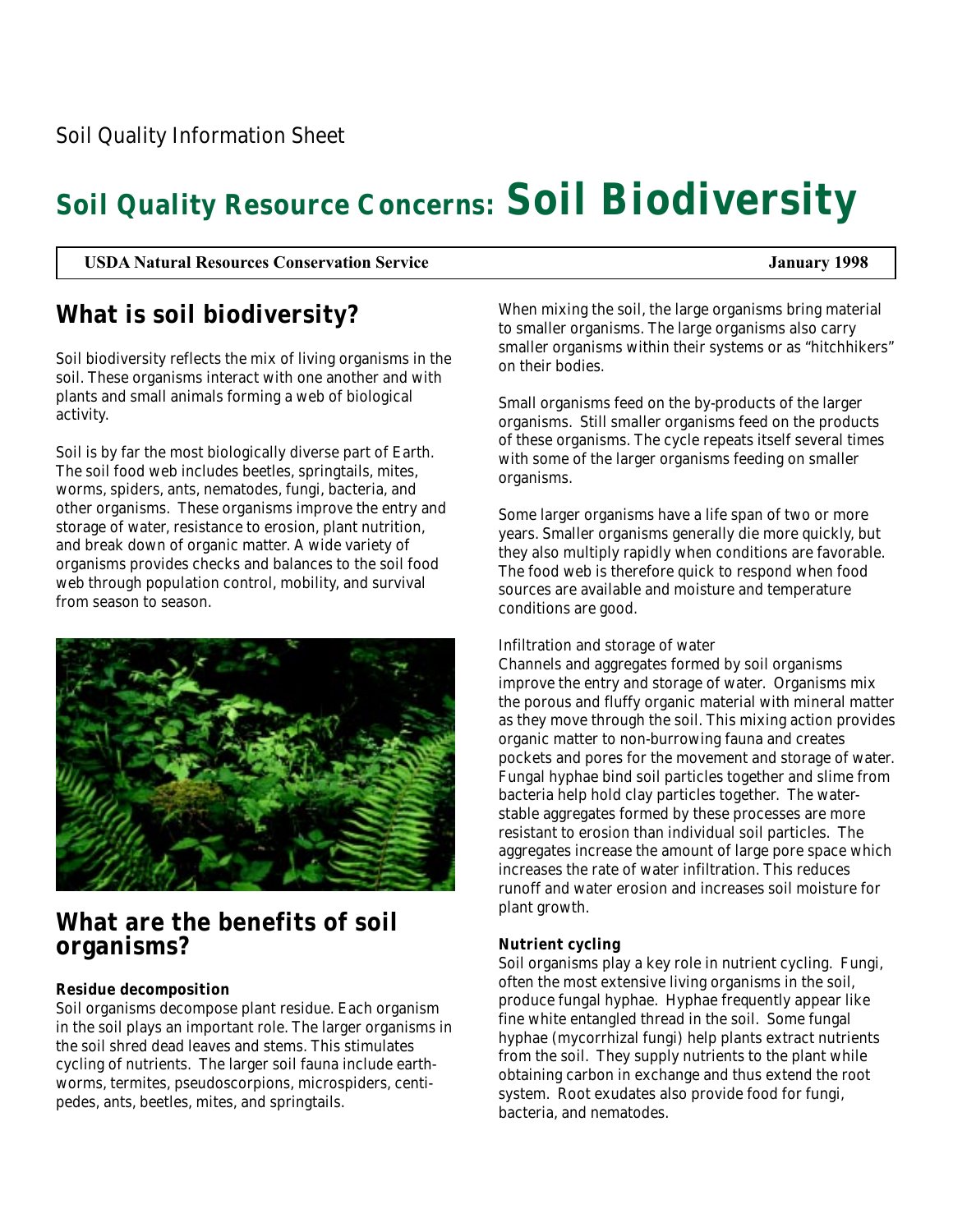Soil Quality Information Sheet

# Soil Quality Resource Concerns: Soil Biodiversity

**USDA Natural Resources Conservation Service** **January 1998**

## What is soil biodiversity?

Soil biodiversity reflects the mix of living organisms in the soil. These organisms interact with one another and with plants and small animals forming a web of biological activity.

Soil is by far the most biologically diverse part of Earth. The soil food web includes beetles, springtails, mites, worms, spiders, ants, nematodes, fungi, bacteria, and other organisms. These organisms improve the entry and storage of water, resistance to erosion, plant nutrition, and break down of organic matter. A wide variety of organisms provides checks and balances to the soil food web through population control, mobility, and survival from season to season.

## What are the benefits of soil organisms?

**Residue decomposition**

Soil organisms decompose plant residue. Each organism in the soil plays an important role. The larger organisms in the soil shred dead leaves and stems. This stimulates cycling of nutrients. The larger soil fauna include earthworms, termites, pseudoscorpions, microspiders, centipedes, ants, beetles, mites, and springtails.

When mixing the soil, the large organisms bring material to smaller organisms. The large organisms also carry smaller organisms within their systems or as "hitchhikers" on their bodies.

Small organisms feed on the by-products of the larger organisms. Still smaller organisms feed on the products of these organisms. The cycle repeats itself several times with some of the larger organisms feeding on smaller organisms.

Some larger organisms have a life span of two or more years. Smaller organisms generally die more quickly, but they also multiply rapidly when conditions are favorable. The food web is therefore quick to respond when food sources are available and moisture and temperature conditions are good.

Infiltration and storage of water

Channels and aggregates formed by soil organisms improve the entry and storage of water. Organisms mix the porous and fluffy organic material with mineral matter as they move through the soil. This mixing action provides organic matter to non-burrowing fauna and creates pockets and pores for the movement and storage of water. Fungal hyphae bind soil particles together and slime from bacteria help hold clay particles together. The water-stable aggregates formed by these processes are more resistant to erosion than individual soil particles. The aggregates increase the amount of large pore space which increases the rate of water infiltration. This reduces runoff and water erosion and increases soil moisture for plant growth.

**Nutrient cycling**

Soil organisms play a key role in nutrient cycling. Fungi, often the most extensive living organisms in the soil, produce fungal hyphae. Hyphae frequently appear like fine white entangled thread in the soil. Some fungal hyphae (mycorrhizal fungi) help plants extract nutrients from the soil. They supply nutrients to the plant while obtaining carbon in exchange and thus extend the root system. Root exudates also provide food for fungi, bacteria, and nematodes.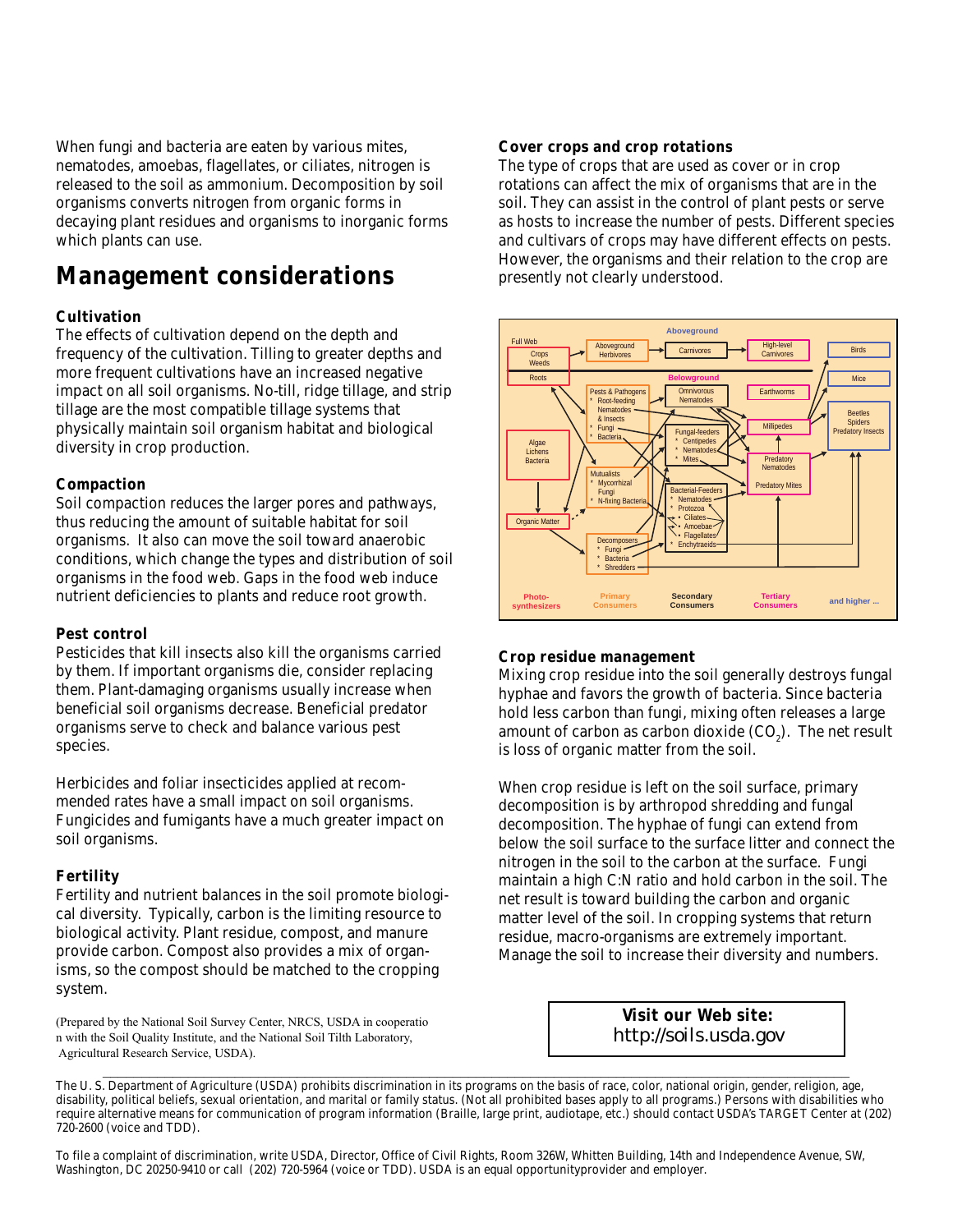When fungi and bacteria are eaten by various mites, nematodes, amoebas, flagellates, or ciliates, nitrogen is released to the soil as ammonium. Decomposition by soil organisms converts nitrogen from organic forms in decaying plant residues and organisms to inorganic forms which plants can use.

## Management considerations

### Cultivation

The effects of cultivation depend on the depth and frequency of the cultivation. Tilling to greater depths and more frequent cultivations have an increased negative impact on all soil organisms. No-till, ridge tillage, and strip tillage are the most compatible tillage systems that physically maintain soil organism habitat and biological diversity in crop production.

### Compaction

Soil compaction reduces the larger pores and pathways, thus reducing the amount of suitable habitat for soil organisms. It also can move the soil toward anaerobic conditions, which change the types and distribution of soil organisms in the food web. Gaps in the food web induce nutrient deficiencies to plants and reduce root growth.

### Pest control

Pesticides that kill insects also kill the organisms carried by them. If important organisms die, consider replacing them. Plant-damaging organisms usually increase when beneficial soil organisms decrease. Beneficial predator organisms serve to check and balance various pest species.

Herbicides and foliar insecticides applied at recommended rates have a small impact on soil organisms. Fungicides and fumigants have a much greater impact on soil organisms.

### Fertility

Fertility and nutrient balances in the soil promote biological diversity. Typically, carbon is the limiting resource to biological activity. Plant residue, compost, and manure provide carbon. Compost also provides a mix of organisms, so the compost should be matched to the cropping system.

(Prepared by the National Soil Survey Center, NRCS, USDA in cooperation with the Soil Quality Institute, and the National Soil Tilth Laboratory, Agricultural Research Service, USDA).

### Cover crops and crop rotations

The type of crops that are used as cover or in crop rotations can affect the mix of organisms that are in the soil. They can assist in the control of plant pests or serve as hosts to increase the number of pests. Different species and cultivars of crops may have different effects on pests. However, the organisms and their relation to the crop are presently not clearly understood.

Aboveground
Full Web
Crops
Weeds
Aboveground Herbivores
Carnivores
High-level Carnivores
Birds
Roots
Belowground
Mice
Pests & Pathogens
* Root-feeding Nematodes & Insects
* Fungi
* Bacteria
Omnivorous Nematodes
Earthworms
Beetles
Spiders
Predatory Insects
Algae
Lichens
Bacteria
Fungal-feeders
* Centipedes
* Nematodes
* Mites
Millipedes
Predatory Nematodes
Mutualists
* Mycorrhizal Fungi
* N-fixing Bacteria
Predatory Mites
Bacterial-Feeders
* Nematodes
* Protozoa
• Ciliates
• Amoebae
• Flagellates
* Enchytraeids
Organic Matter
Decomposers
* Fungi
* Bacteria
* Shredders
Photo-synthesizers
Primary Consumers
Secondary Consumers
Tertiary Consumers
and higher ...

### Crop residue management

Mixing crop residue into the soil generally destroys fungal hyphae and favors the growth of bacteria. Since bacteria hold less carbon than fungi, mixing often releases a large amount of carbon as carbon dioxide ($CO_2$). The net result is loss of organic matter from the soil.

When crop residue is left on the soil surface, primary decomposition is by arthropod shredding and fungal decomposition. The hyphae of fungi can extend from below the soil surface to the surface litter and connect the nitrogen in the soil to the carbon at the surface. Fungi maintain a high C:N ratio and hold carbon in the soil. The net result is toward building the carbon and organic matter level of the soil. In cropping systems that return residue, macro-organisms are extremely important. Manage the soil to increase their diversity and numbers.

**Visit our Web site:**
http://soils.usda.gov

The U. S. Department of Agriculture (USDA) prohibits discrimination in its programs on the basis of race, color, national origin, gender, religion, age, disability, political beliefs, sexual orientation, and marital or family status. (Not all prohibited bases apply to all programs.) Persons with disabilities who require alternative means for communication of program information (Braille, large print, audiotape, etc.) should contact USDA's TARGET Center at (202) 720-2600 (voice and TDD).

To file a complaint of discrimination, write USDA, Director, Office of Civil Rights, Room 326W, Whitten Building, 14th and Independence Avenue, SW, Washington, DC 20250-9410 or call (202) 720-5964 (voice or TDD). USDA is an equal opportunityprovider and employer.